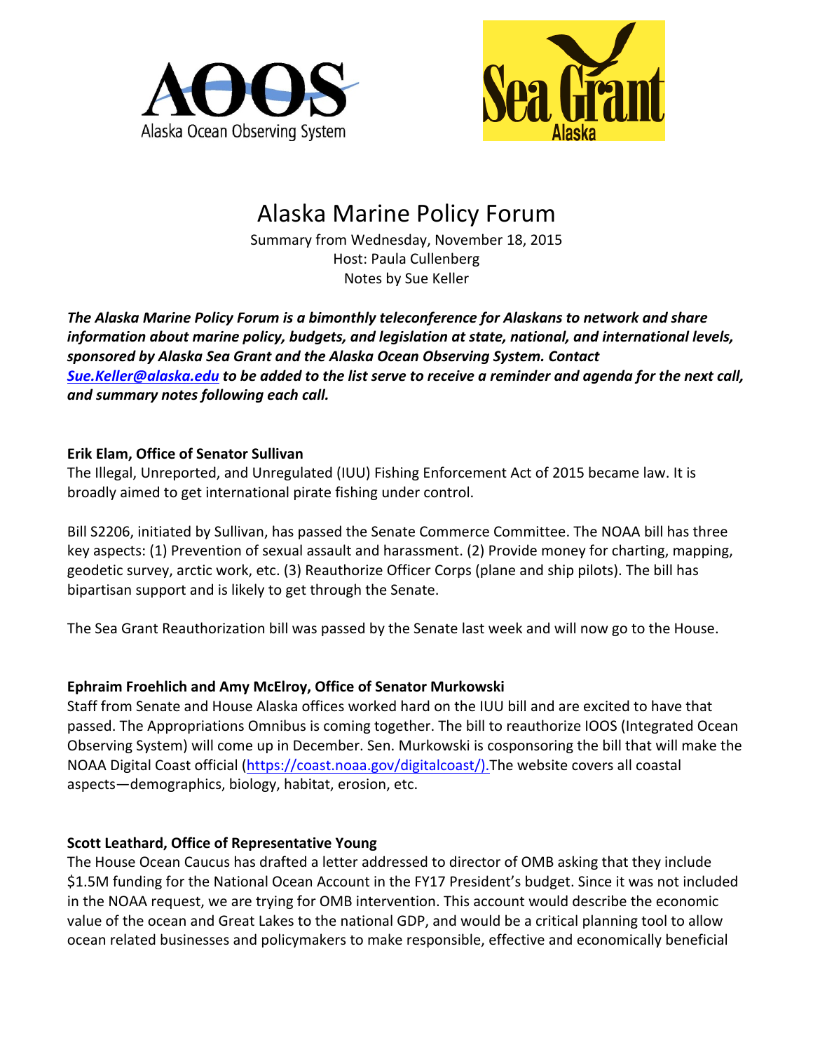# Alaska Marine Policy Forum

Summary from Wednesday, November 18, 2015
Host: Paula Cullenberg
Notes by Sue Keller

***The Alaska Marine Policy Forum is a bimonthly teleconference for Alaskans to network and share information about marine policy, budgets, and legislation at state, national, and international levels, sponsored by Alaska Sea Grant and the Alaska Ocean Observing System. Contact [Sue.Keller@alaska.edu](mailto:Sue.Keller@alaska.edu) to be added to the list serve to receive a reminder and agenda for the next call, and summary notes following each call.***

**Erik Elam, Office of Senator Sullivan**

The Illegal, Unreported, and Unregulated (IUU) Fishing Enforcement Act of 2015 became law. It is broadly aimed to get international pirate fishing under control.

Bill S2206, initiated by Sullivan, has passed the Senate Commerce Committee. The NOAA bill has three key aspects: (1) Prevention of sexual assault and harassment. (2) Provide money for charting, mapping, geodetic survey, arctic work, etc. (3) Reauthorize Officer Corps (plane and ship pilots). The bill has bipartisan support and is likely to get through the Senate.

The Sea Grant Reauthorization bill was passed by the Senate last week and will now go to the House.

**Ephraim Froehlich and Amy McElroy, Office of Senator Murkowski**

Staff from Senate and House Alaska offices worked hard on the IUU bill and are excited to have that passed. The Appropriations Omnibus is coming together. The bill to reauthorize IOOS (Integrated Ocean Observing System) will come up in December. Sen. Murkowski is cosponsoring the bill that will make the NOAA Digital Coast official (https://coast.noaa.gov/digitalcoast/).The website covers all coastal aspects—demographics, biology, habitat, erosion, etc.

**Scott Leathard, Office of Representative Young**

The House Ocean Caucus has drafted a letter addressed to director of OMB asking that they include $1.5M funding for the National Ocean Account in the FY17 President's budget. Since it was not included in the NOAA request, we are trying for OMB intervention. This account would describe the economic value of the ocean and Great Lakes to the national GDP, and would be a critical planning tool to allow ocean related businesses and policymakers to make responsible, effective and economically beneficial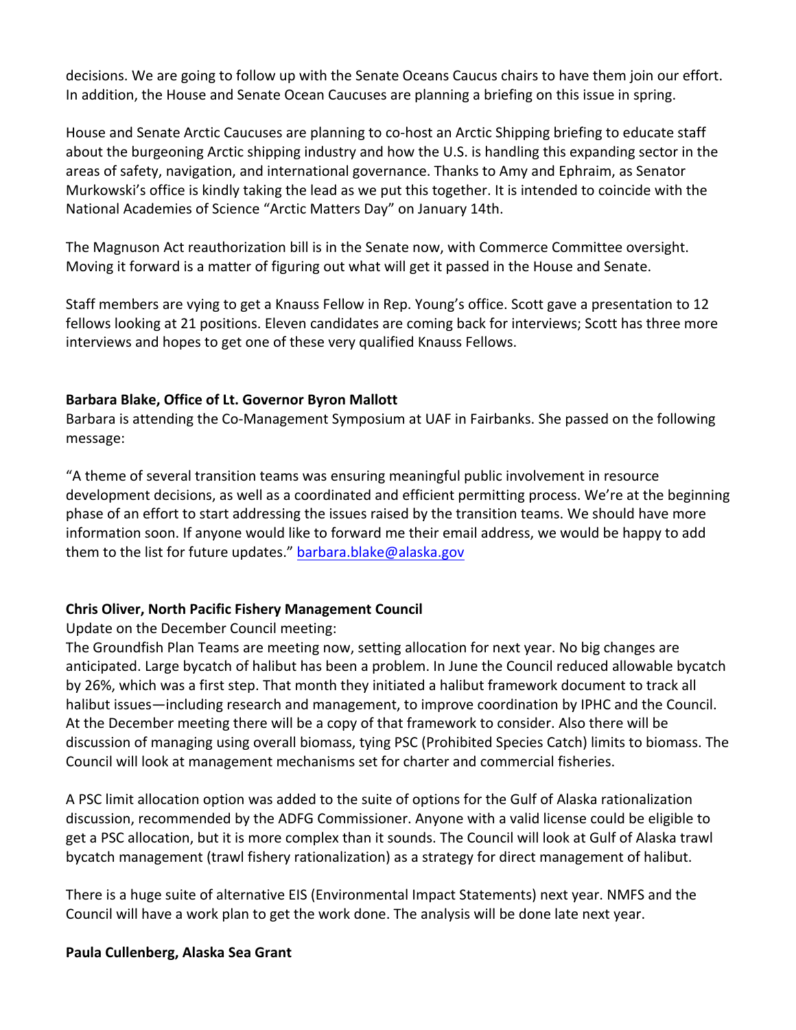decisions. We are going to follow up with the Senate Oceans Caucus chairs to have them join our effort. In addition, the House and Senate Ocean Caucuses are planning a briefing on this issue in spring.

House and Senate Arctic Caucuses are planning to co-host an Arctic Shipping briefing to educate staff about the burgeoning Arctic shipping industry and how the U.S. is handling this expanding sector in the areas of safety, navigation, and international governance. Thanks to Amy and Ephraim, as Senator Murkowski's office is kindly taking the lead as we put this together. It is intended to coincide with the National Academies of Science "Arctic Matters Day" on January 14th.

The Magnuson Act reauthorization bill is in the Senate now, with Commerce Committee oversight. Moving it forward is a matter of figuring out what will get it passed in the House and Senate.

Staff members are vying to get a Knauss Fellow in Rep. Young's office. Scott gave a presentation to 12 fellows looking at 21 positions. Eleven candidates are coming back for interviews; Scott has three more interviews and hopes to get one of these very qualified Knauss Fellows.

**Barbara Blake, Office of Lt. Governor Byron Mallott**

Barbara is attending the Co-Management Symposium at UAF in Fairbanks. She passed on the following message:

"A theme of several transition teams was ensuring meaningful public involvement in resource development decisions, as well as a coordinated and efficient permitting process. We're at the beginning phase of an effort to start addressing the issues raised by the transition teams. We should have more information soon. If anyone would like to forward me their email address, we would be happy to add them to the list for future updates." barbara.blake@alaska.gov

**Chris Oliver, North Pacific Fishery Management Council**

Update on the December Council meeting:

The Groundfish Plan Teams are meeting now, setting allocation for next year. No big changes are anticipated. Large bycatch of halibut has been a problem. In June the Council reduced allowable bycatch by 26%, which was a first step. That month they initiated a halibut framework document to track all halibut issues—including research and management, to improve coordination by IPHC and the Council. At the December meeting there will be a copy of that framework to consider. Also there will be discussion of managing using overall biomass, tying PSC (Prohibited Species Catch) limits to biomass. The Council will look at management mechanisms set for charter and commercial fisheries.

A PSC limit allocation option was added to the suite of options for the Gulf of Alaska rationalization discussion, recommended by the ADFG Commissioner. Anyone with a valid license could be eligible to get a PSC allocation, but it is more complex than it sounds. The Council will look at Gulf of Alaska trawl bycatch management (trawl fishery rationalization) as a strategy for direct management of halibut.

There is a huge suite of alternative EIS (Environmental Impact Statements) next year. NMFS and the Council will have a work plan to get the work done. The analysis will be done late next year.

**Paula Cullenberg, Alaska Sea Grant**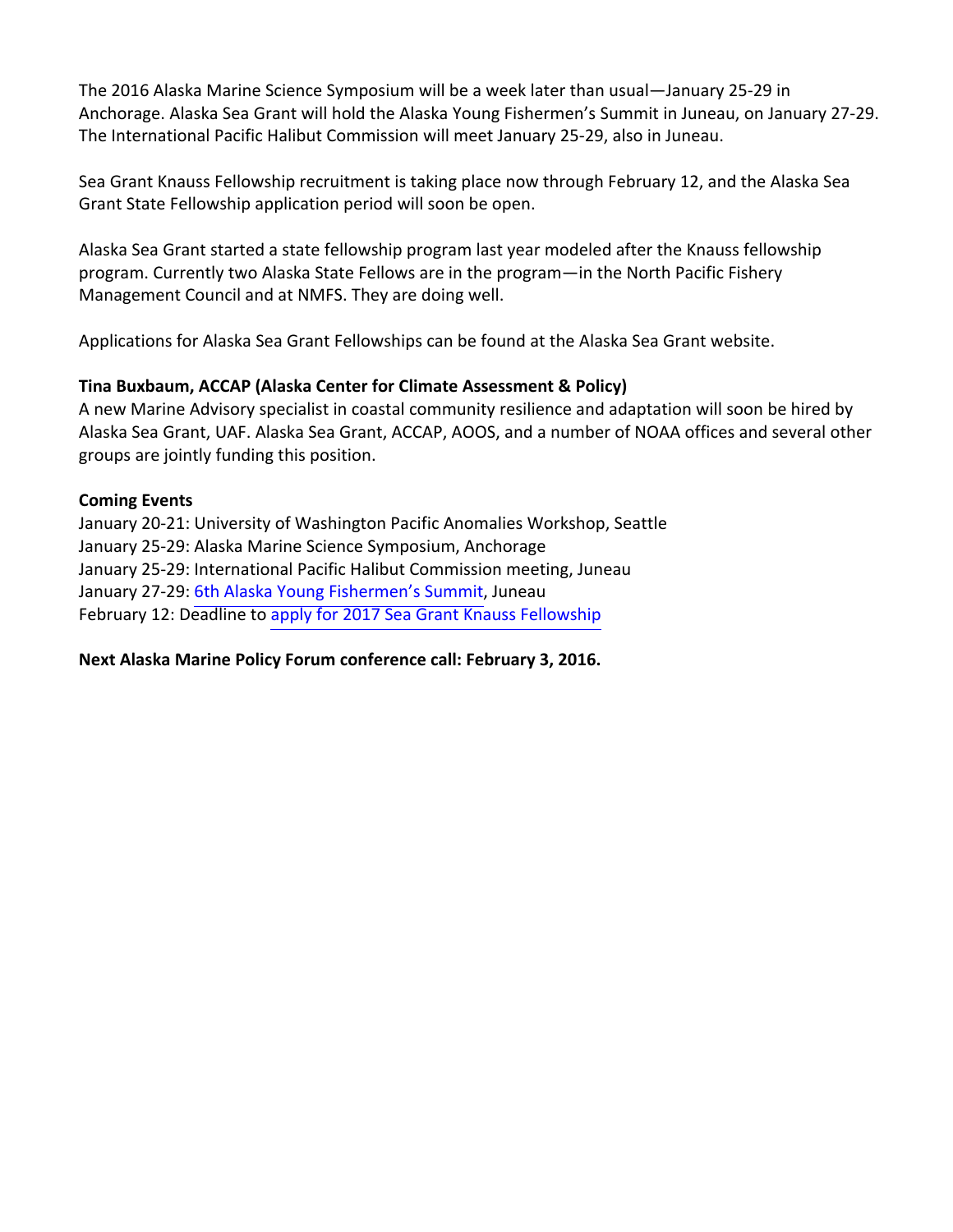The 2016 Alaska Marine Science Symposium will be a week later than usual—January 25-29 in Anchorage. Alaska Sea Grant will hold the Alaska Young Fishermen's Summit in Juneau, on January 27-29. The International Pacific Halibut Commission will meet January 25-29, also in Juneau.

Sea Grant Knauss Fellowship recruitment is taking place now through February 12, and the Alaska Sea Grant State Fellowship application period will soon be open.

Alaska Sea Grant started a state fellowship program last year modeled after the Knauss fellowship program. Currently two Alaska State Fellows are in the program—in the North Pacific Fishery Management Council and at NMFS. They are doing well.

Applications for Alaska Sea Grant Fellowships can be found at the Alaska Sea Grant website.

**Tina Buxbaum, ACCAP (Alaska Center for Climate Assessment & Policy)**
A new Marine Advisory specialist in coastal community resilience and adaptation will soon be hired by Alaska Sea Grant, UAF. Alaska Sea Grant, ACCAP, AOOS, and a number of NOAA offices and several other groups are jointly funding this position.

**Coming Events**
January 20-21: University of Washington Pacific Anomalies Workshop, Seattle
January 25-29: Alaska Marine Science Symposium, Anchorage
January 25-29: International Pacific Halibut Commission meeting, Juneau
January 27-29: 6th Alaska Young Fishermen's Summit, Juneau
February 12: Deadline to apply for 2017 Sea Grant Knauss Fellowship

**Next Alaska Marine Policy Forum conference call: February 3, 2016.**